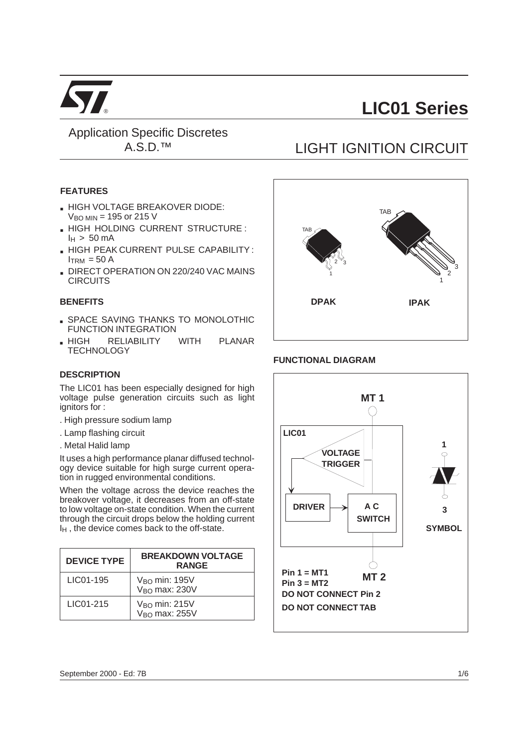# LIC01 Series

Application Specific Discretes
A.S.D.™

## LIGHT IGNITION CIRCUIT

### FEATURES

- HIGH VOLTAGE BREAKOVER DIODE: $V_{BO\ MIN}$ = 195 or 215 V
- HIGH HOLDING CURRENT STRUCTURE : $I_H$ > 50 mA
- HIGH PEAK CURRENT PULSE CAPABILITY : $I_{TRM}$ = 50 A
- DIRECT OPERATION ON 220/240 VAC MAINS CIRCUITS

### BENEFITS

- SPACE SAVING THANKS TO MONOLOTHIC FUNCTION INTEGRATION
- HIGH RELIABILITY WITH PLANAR TECHNOLOGY

### DESCRIPTION

The LIC01 has been especially designed for high voltage pulse generation circuits such as light ignitors for :

. High pressure sodium lamp

. Lamp flashing circuit

. Metal Halid lamp

It uses a high performance planar diffused technology device suitable for high surge current operation in rugged environmental conditions.

When the voltage across the device reaches the breakover voltage, it decreases from an off-state to low voltage on-state condition. When the current through the circuit drops below the holding current $I_H$ , the device comes back to the off-state.

| DEVICE TYPE | BREAKDOWN VOLTAGE RANGE |
|---|---|
| LIC01-195 | $V_{BO}$ min: 195V<br>$V_{BO}$ max: 230V |
| LIC01-215 | $V_{BO}$ min: 215V<br>$V_{BO}$ max: 255V |

TAB TAB

DPAK IPAK

### FUNCTIONAL DIAGRAM

MT 1

LIC01

VOLTAGE TRIGGER

DRIVER

A C SWITCH

MT 2

1

3

SYMBOL

**Pin 1 = MT1**
**Pin 3 = MT2**
**DO NOT CONNECT Pin 2**
**DO NOT CONNECT TAB**

September 2000 - Ed: 7B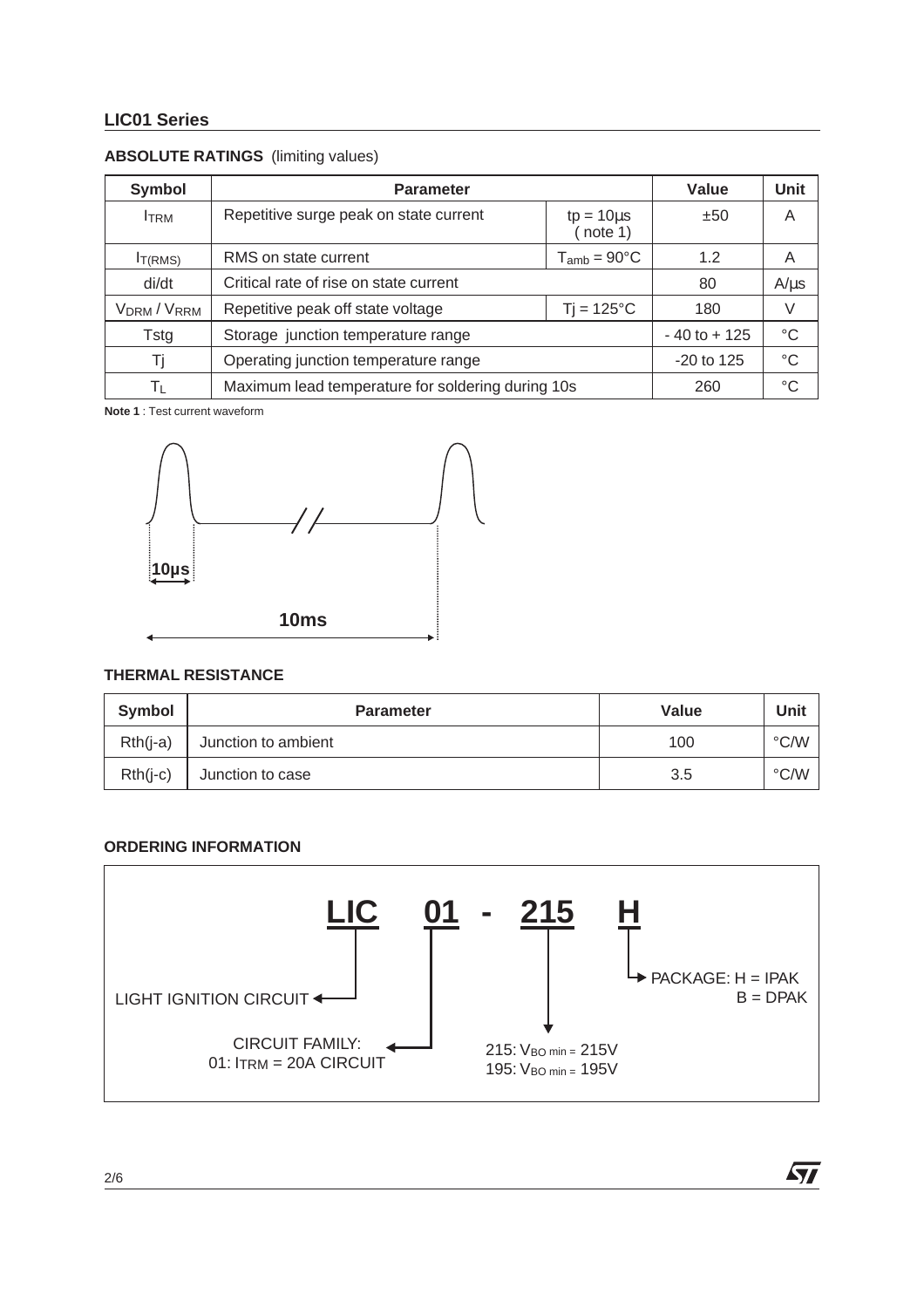## LIC01 Series

### ABSOLUTE RATINGS (limiting values)

| Symbol | Parameter | | Value | Unit |
|---|---|---|---|---|
| $I_{TRM}$ | Repetitive surge peak on state current | tp = 10µs ( note 1) | ±50 | A |
| $I_{T(RMS)}$ | RMS on state current | $T_{amb}$ = 90°C | 1.2 | A |
| di/dt | Critical rate of rise on state current | | 80 | A/µs |
| $V_{DRM}$ / $V_{RRM}$ | Repetitive peak off state voltage | Tj = 125°C | 180 | V |
| Tstg | Storage junction temperature range | | - 40 to + 125 | °C |
| Tj | Operating junction temperature range | | -20 to 125 | °C |
| $T_L$ | Maximum lead temperature for soldering during 10s | | 260 | °C |

**Note 1** : Test current waveform

10µs

10ms

### THERMAL RESISTANCE

| Symbol | Parameter | Value | Unit |
|---|---|---|---|
| Rth(j-a) | Junction to ambient | 100 | °C/W |
| Rth(j-c) | Junction to case | 3.5 | °C/W |

### ORDERING INFORMATION

**LIC 01 - 215 H**

- LIC: LIGHT IGNITION CIRCUIT
- 01: CIRCUIT FAMILY: 01: $I_{TRM}$ = 20A CIRCUIT
- 215: 215: $V_{BO\ min}$ = 215V; 195: $V_{BO\ min}$ = 195V
- H: PACKAGE: H = IPAK, B = DPAK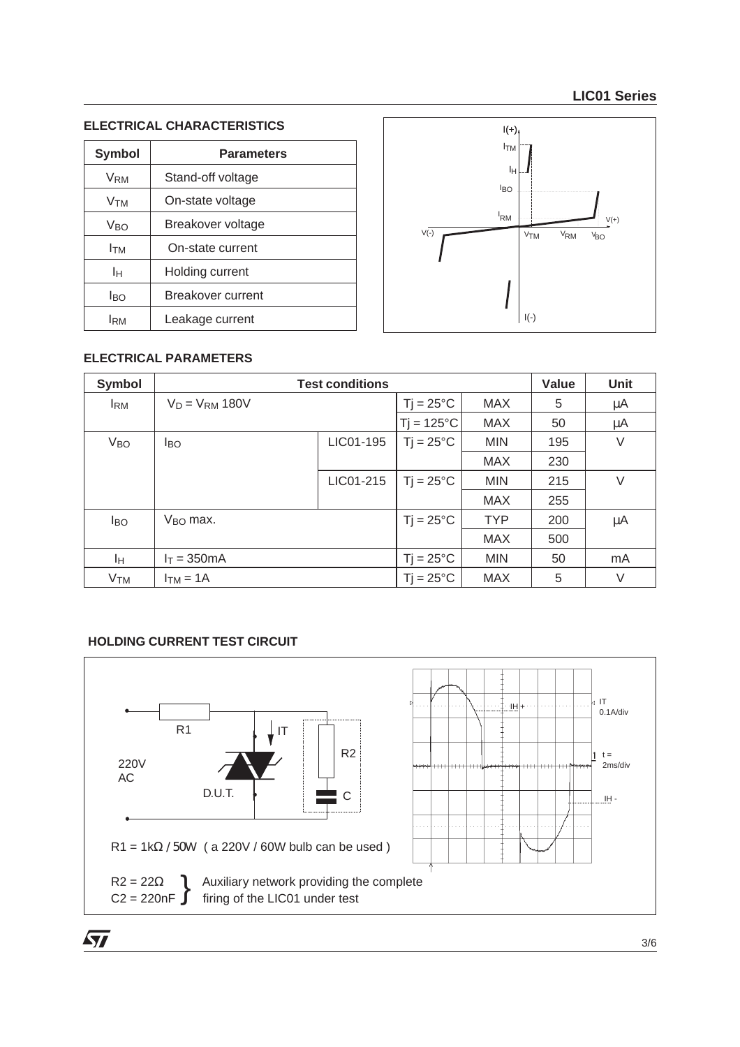## ELECTRICAL CHARACTERISTICS

| Symbol | Parameters |
|---|---|
| $V_{RM}$ | Stand-off voltage |
| $V_{TM}$ | On-state voltage |
| $V_{BO}$ | Breakover voltage |
| $I_{TM}$ | On-state current |
| $I_H$ | Holding current |
| $I_{BO}$ | Breakover current |
| $I_{RM}$ | Leakage current |

## ELECTRICAL PARAMETERS

| Symbol | Test conditions | | | | Value | Unit |
|---|---|---|---|---|---|---|
| $I_{RM}$ | $V_D = V_{RM}$ 180V | | Tj = 25°C | MAX | 5 | µA |
| | | | Tj = 125°C | MAX | 50 | µA |
| $V_{BO}$ | $I_{BO}$ | LIC01-195 | Tj = 25°C | MIN | 195 | V |
| | | | | MAX | 230 | |
| | | LIC01-215 | Tj = 25°C | MIN | 215 | V |
| | | | | MAX | 255 | |
| $I_{BO}$ | $V_{BO}$ max. | | Tj = 25°C | TYP | 200 | µA |
| | | | | MAX | 500 | |
| $I_H$ | $I_T$ = 350mA | | Tj = 25°C | MIN | 50 | mA |
| $V_{TM}$ | $I_{TM}$ = 1A | | Tj = 25°C | MAX | 5 | V |

## HOLDING CURRENT TEST CIRCUIT

R1 = 1kΩ / 50W ( a 220V / 60W bulb can be used )

R2 = 22Ω
C2 = 220nF

Auxiliary network providing the complete firing of the LIC01 under test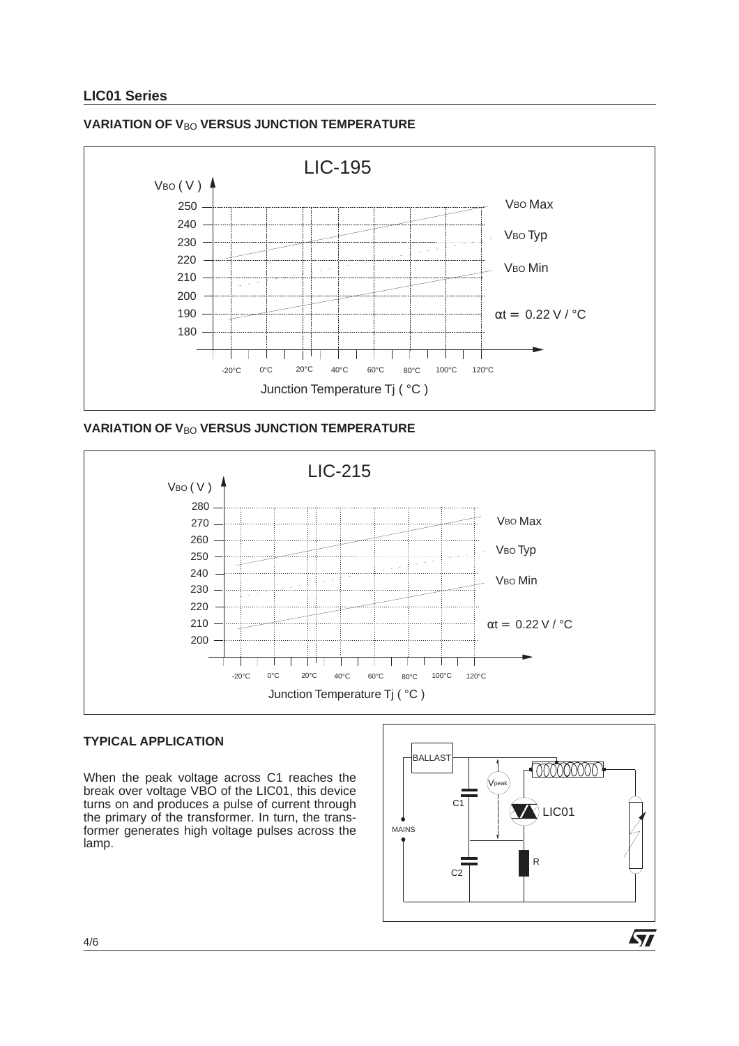## VARIATION OF $V_{BO}$ VERSUS JUNCTION TEMPERATURE

LIC-195

$V_{BO}$ ( V )

$V_{BO}$ Max

$V_{BO}$ Typ

$V_{BO}$ Min

$\alpha t = 0.22$ V / °C

Junction Temperature Tj ( °C )

## VARIATION OF $V_{BO}$ VERSUS JUNCTION TEMPERATURE

LIC-215

$V_{BO}$ ( V )

$V_{BO}$ Max

$V_{BO}$ Typ

$V_{BO}$ Min

$\alpha t = 0.22$ V / °C

Junction Temperature Tj ( °C )

## TYPICAL APPLICATION

When the peak voltage across C1 reaches the break over voltage VBO of the LIC01, this device turns on and produces a pulse of current through the primary of the transformer. In turn, the transformer generates high voltage pulses across the lamp.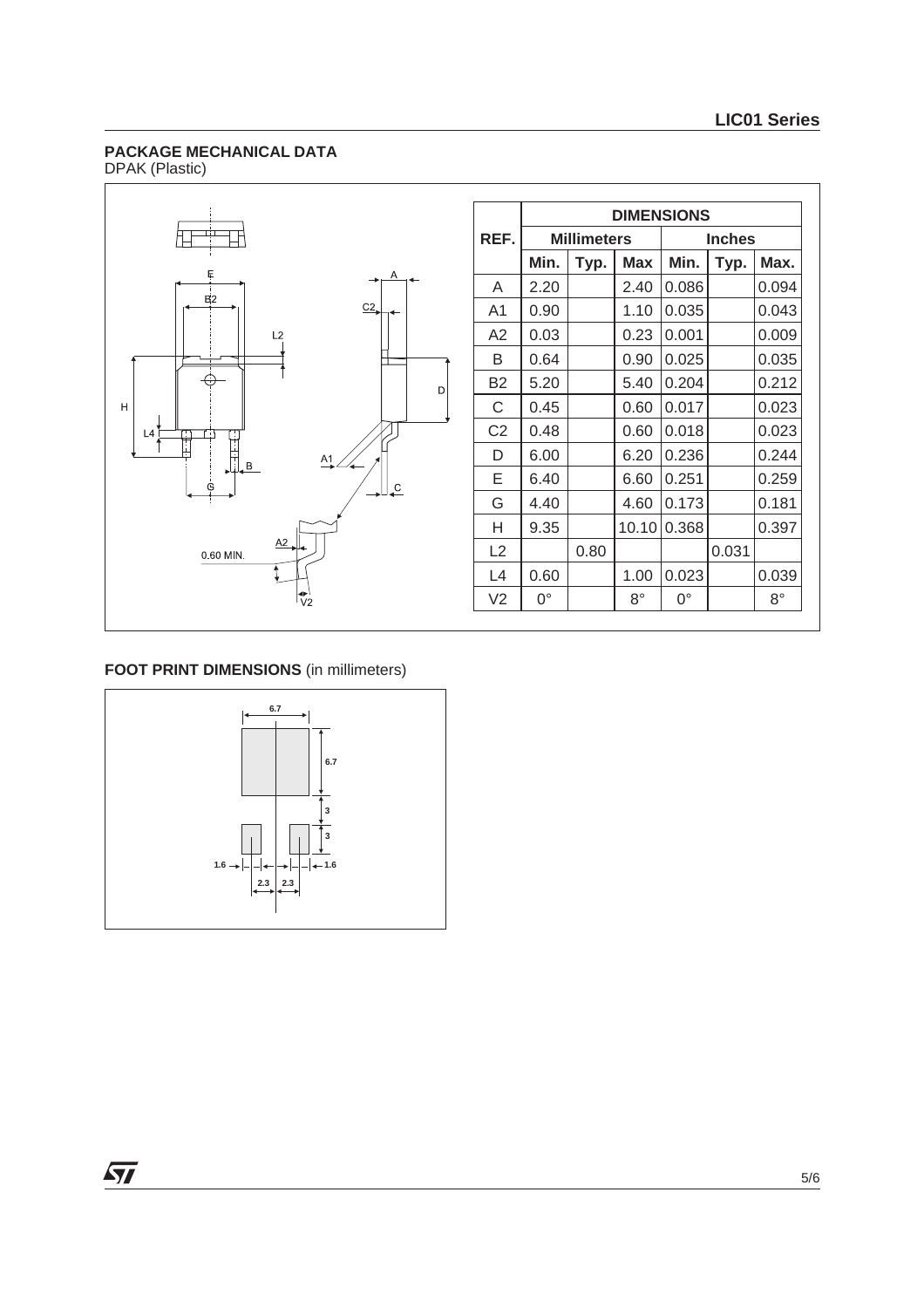## PACKAGE MECHANICAL DATA

DPAK (Plastic)

| REF. | DIMENSIONS | | | | | |
|---|---|---|---|---|---|---|
| | Millimeters | | | Inches | | |
| | Min. | Typ. | Max | Min. | Typ. | Max. |
| A | 2.20 | | 2.40 | 0.086 | | 0.094 |
| A1 | 0.90 | | 1.10 | 0.035 | | 0.043 |
| A2 | 0.03 | | 0.23 | 0.001 | | 0.009 |
| B | 0.64 | | 0.90 | 0.025 | | 0.035 |
| B2 | 5.20 | | 5.40 | 0.204 | | 0.212 |
| C | 0.45 | | 0.60 | 0.017 | | 0.023 |
| C2 | 0.48 | | 0.60 | 0.018 | | 0.023 |
| D | 6.00 | | 6.20 | 0.236 | | 0.244 |
| E | 6.40 | | 6.60 | 0.251 | | 0.259 |
| G | 4.40 | | 4.60 | 0.173 | | 0.181 |
| H | 9.35 | | 10.10 | 0.368 | | 0.397 |
| L2 | | 0.80 | | | 0.031 | |
| L4 | 0.60 | | 1.00 | 0.023 | | 0.039 |
| V2 | 0° | | 8° | 0° | | 8° |

## FOOT PRINT DIMENSIONS (in millimeters)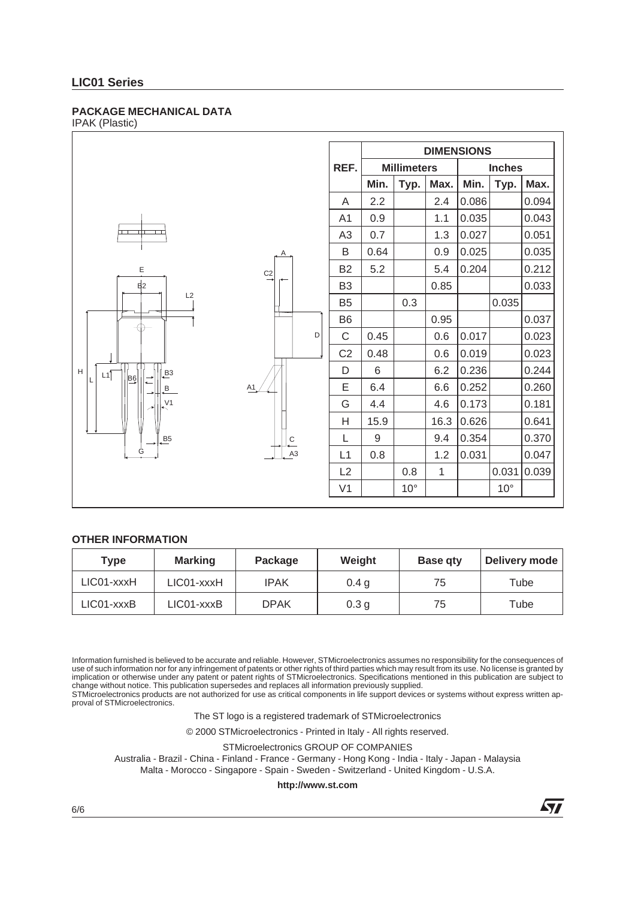## PACKAGE MECHANICAL DATA

IPAK (Plastic)

A
E
C2
B2
L2
D
H
L
L1
B6
B3
B
A1
V1
B5
C
G
A3

| REF. | DIMENSIONS | | | | | |
|---|---|---|---|---|---|---|
| | Millimeters | | | Inches | | |
| | Min. | Typ. | Max. | Min. | Typ. | Max. |
| A | 2.2 | | 2.4 | 0.086 | | 0.094 |
| A1 | 0.9 | | 1.1 | 0.035 | | 0.043 |
| A3 | 0.7 | | 1.3 | 0.027 | | 0.051 |
| B | 0.64 | | 0.9 | 0.025 | | 0.035 |
| B2 | 5.2 | | 5.4 | 0.204 | | 0.212 |
| B3 | | | 0.85 | | | 0.033 |
| B5 | | 0.3 | | | 0.035 | |
| B6 | | | 0.95 | | | 0.037 |
| C | 0.45 | | 0.6 | 0.017 | | 0.023 |
| C2 | 0.48 | | 0.6 | 0.019 | | 0.023 |
| D | 6 | | 6.2 | 0.236 | | 0.244 |
| E | 6.4 | | 6.6 | 0.252 | | 0.260 |
| G | 4.4 | | 4.6 | 0.173 | | 0.181 |
| H | 15.9 | | 16.3 | 0.626 | | 0.641 |
| L | 9 | | 9.4 | 0.354 | | 0.370 |
| L1 | 0.8 | | 1.2 | 0.031 | | 0.047 |
| L2 | | 0.8 | 1 | | 0.031 | 0.039 |
| V1 | | 10° | | | 10° | |

## OTHER INFORMATION

| Type | Marking | Package | Weight | Base qty | Delivery mode |
|---|---|---|---|---|---|
| LIC01-xxxH | LIC01-xxxH | IPAK | 0.4 g | 75 | Tube |
| LIC01-xxxB | LIC01-xxxB | DPAK | 0.3 g | 75 | Tube |

Information furnished is believed to be accurate and reliable. However, STMicroelectronics assumes no responsibility for the consequences of use of such information nor for any infringement of patents or other rights of third parties which may result from its use. No license is granted by implication or otherwise under any patent or patent rights of STMicroelectronics. Specifications mentioned in this publication are subject to change without notice. This publication supersedes and replaces all information previously supplied.
STMicroelectronics products are not authorized for use as critical components in life support devices or systems without express written approval of STMicroelectronics.

The ST logo is a registered trademark of STMicroelectronics

© 2000 STMicroelectronics - Printed in Italy - All rights reserved.

STMicroelectronics GROUP OF COMPANIES

Australia - Brazil - China - Finland - France - Germany - Hong Kong - India - Italy - Japan - Malaysia
Malta - Morocco - Singapore - Spain - Sweden - Switzerland - United Kingdom - U.S.A.

**http://www.st.com**